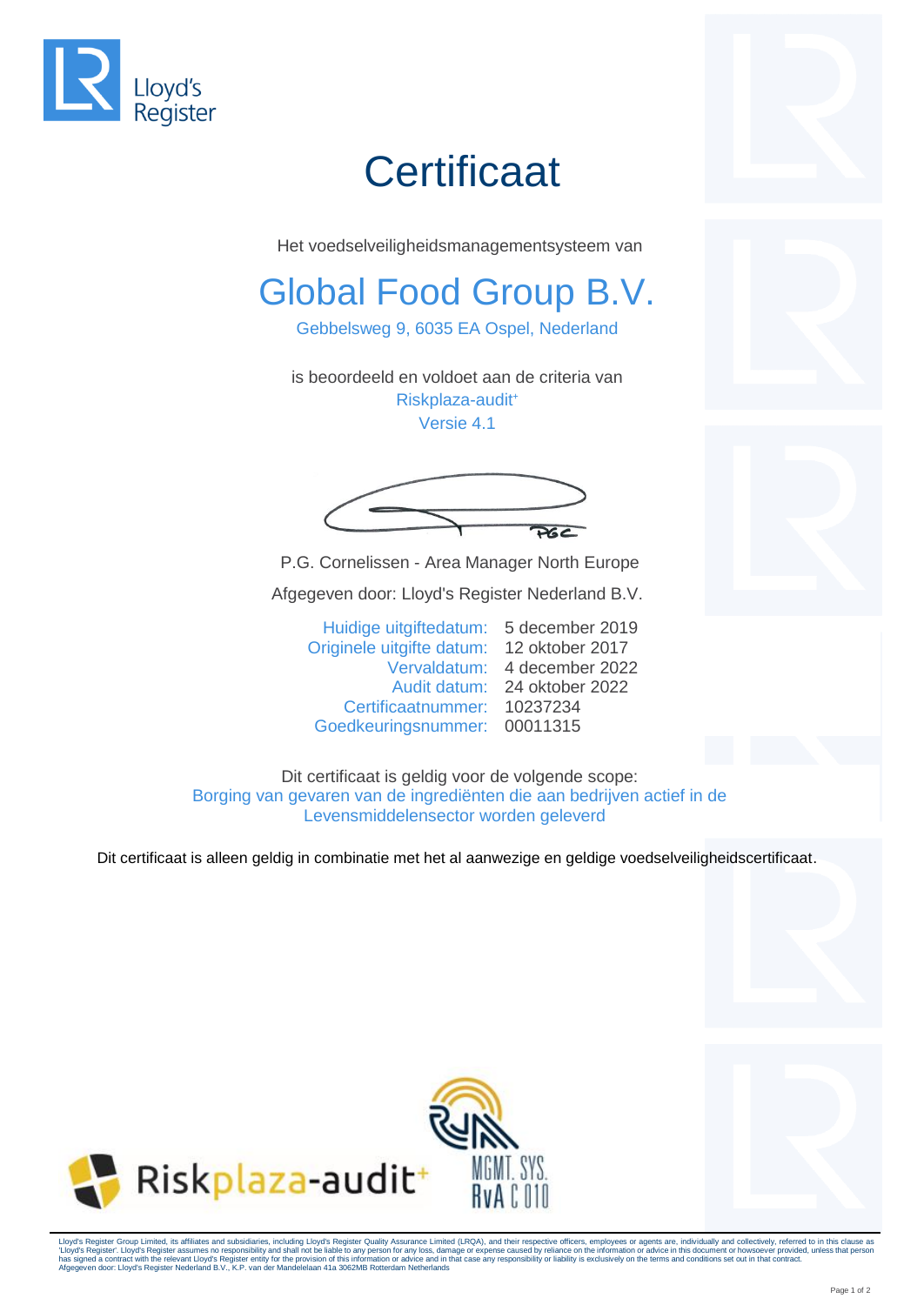Lloyd's Register

# Certificaat

Het voedselveiligheidsmanagementsysteem van

## Global Food Group B.V.

Gebbelsweg 9, 6035 EA Ospel, Nederland

is beoordeeld en voldoet aan de criteria van

Riskplaza-audit+

Versie 4.1

P.G. Cornelissen - Area Manager North Europe

Afgegeven door: Lloyd's Register Nederland B.V.

| | |
|---|---|
| Huidige uitgiftedatum: | 5 december 2019 |
| Originele uitgifte datum: | 12 oktober 2017 |
| Vervaldatum: | 4 december 2022 |
| Audit datum: | 24 oktober 2022 |
| Certificaatnummer: | 10237234 |
| Goedkeuringsnummer: | 00011315 |

Dit certificaat is geldig voor de volgende scope:

Borging van gevaren van de ingrediënten die aan bedrijven actief in de Levensmiddelensector worden geleverd

Dit certificaat is alleen geldig in combinatie met het al aanwezige en geldige voedselveiligheidscertificaat.

Riskplaza-audit+

MGMT. SYS. RvA C 010

Lloyd's Register Group Limited, its affiliates and subsidiaries, including Lloyd's Register Quality Assurance Limited (LRQA), and their respective officers, employees or agents are, individually and collectively, referred to in this clause as 'Lloyd's Register'. Lloyd's Register assumes no responsibility and shall not be liable to any person for any loss, damage or expense caused by reliance on the information or advice in this document or howsoever provided, unless that person has signed a contract with the relevant Lloyd's Register entity for the provision of this information or advice and in that case any responsibility or liability is exclusively on the terms and conditions set out in that contract.
Afgegeven door: Lloyd's Register Nederland B.V., K.P. van der Mandelelaan 41a 3062MB Rotterdam Netherlands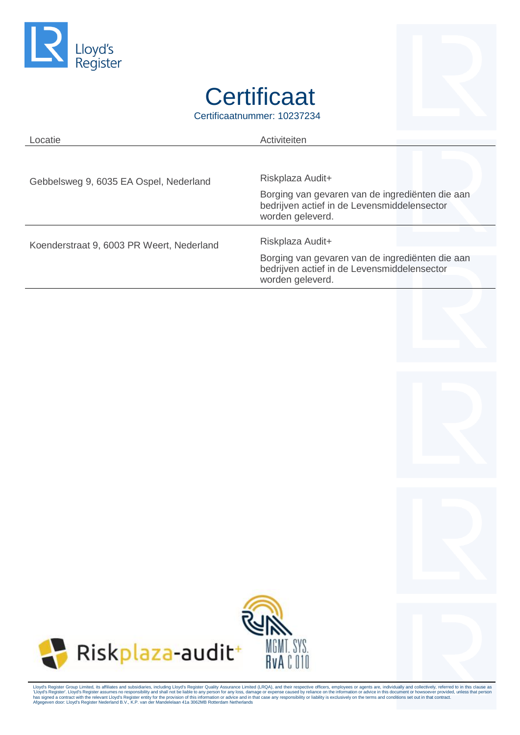# Certificaat

Certificaatnummer: 10237234

| Locatie | Activiteiten |
|---|---|
| Gebbelsweg 9, 6035 EA Ospel, Nederland | Riskplaza Audit+<br><br>Borging van gevaren van de ingrediënten die aan bedrijven actief in de Levensmiddelensector worden geleverd. |
| Koenderstraat 9, 6003 PR Weert, Nederland | Riskplaza Audit+<br><br>Borging van gevaren van de ingrediënten die aan bedrijven actief in de Levensmiddelensector worden geleverd. |

Riskplaza-audit+

MGMT. SYS.
RvA C 010

Lloyd's Register Group Limited, its affiliates and subsidiaries, including Lloyd's Register Quality Assurance Limited (LRQA), and their respective officers, employees or agents are, individually and collectively, referred to in this clause as 'Lloyd's Register'. Lloyd's Register assumes no responsibility and shall not be liable to any person for any loss, damage or expense caused by reliance on the information or advice in this document or howsoever provided, unless that person has signed a contract with the relevant Lloyd's Register entity for the provision of this information or advice and in that case any responsibility or liability is exclusively on the terms and conditions set out in that contract.
Afgegeven door: Lloyd's Register Nederland B.V., K.P. van der Mandelelaan 41a 3062MB Rotterdam Netherlands